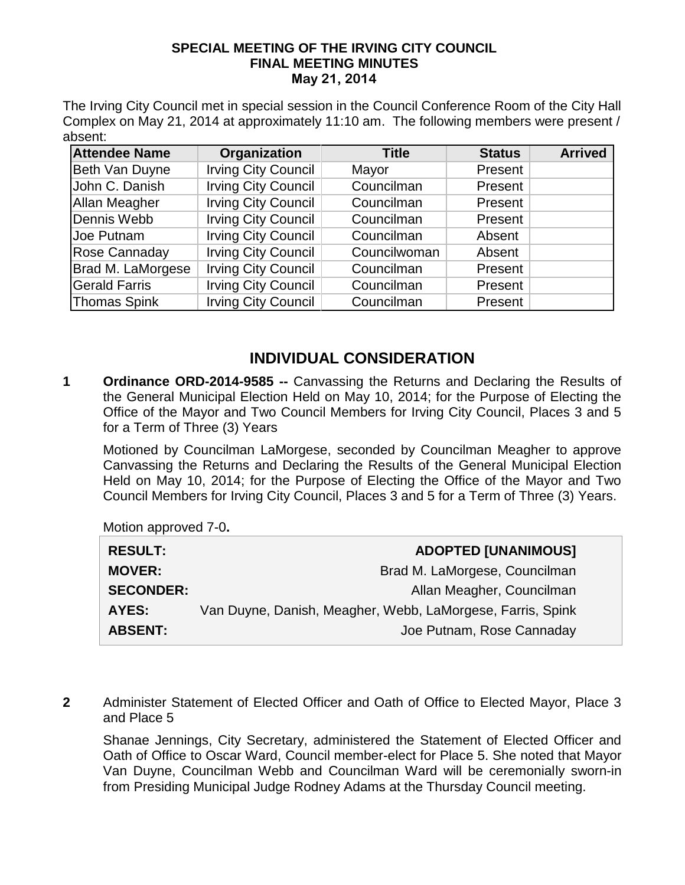**SPECIAL MEETING OF THE IRVING CITY COUNCIL**
**FINAL MEETING MINUTES**
**May 21, 2014**

The Irving City Council met in special session in the Council Conference Room of the City Hall Complex on May 21, 2014 at approximately 11:10 am. The following members were present / absent:

| Attendee Name | Organization | Title | Status | Arrived |
|---|---|---|---|---|
| Beth Van Duyne | Irving City Council | Mayor | Present | |
| John C. Danish | Irving City Council | Councilman | Present | |
| Allan Meagher | Irving City Council | Councilman | Present | |
| Dennis Webb | Irving City Council | Councilman | Present | |
| Joe Putnam | Irving City Council | Councilman | Absent | |
| Rose Cannaday | Irving City Council | Councilwoman | Absent | |
| Brad M. LaMorgese | Irving City Council | Councilman | Present | |
| Gerald Farris | Irving City Council | Councilman | Present | |
| Thomas Spink | Irving City Council | Councilman | Present | |

## INDIVIDUAL CONSIDERATION

**1** **Ordinance ORD-2014-9585 --** Canvassing the Returns and Declaring the Results of the General Municipal Election Held on May 10, 2014; for the Purpose of Electing the Office of the Mayor and Two Council Members for Irving City Council, Places 3 and 5 for a Term of Three (3) Years

Motioned by Councilman LaMorgese, seconded by Councilman Meagher to approve Canvassing the Returns and Declaring the Results of the General Municipal Election Held on May 10, 2014; for the Purpose of Electing the Office of the Mayor and Two Council Members for Irving City Council, Places 3 and 5 for a Term of Three (3) Years.

Motion approved 7-0**.**

| | |
|---|---|
| **RESULT:** | **ADOPTED [UNANIMOUS]** |
| **MOVER:** | Brad M. LaMorgese, Councilman |
| **SECONDER:** | Allan Meagher, Councilman |
| **AYES:** | Van Duyne, Danish, Meagher, Webb, LaMorgese, Farris, Spink |
| **ABSENT:** | Joe Putnam, Rose Cannaday |

**2** Administer Statement of Elected Officer and Oath of Office to Elected Mayor, Place 3 and Place 5

Shanae Jennings, City Secretary, administered the Statement of Elected Officer and Oath of Office to Oscar Ward, Council member-elect for Place 5. She noted that Mayor Van Duyne, Councilman Webb and Councilman Ward will be ceremonially sworn-in from Presiding Municipal Judge Rodney Adams at the Thursday Council meeting.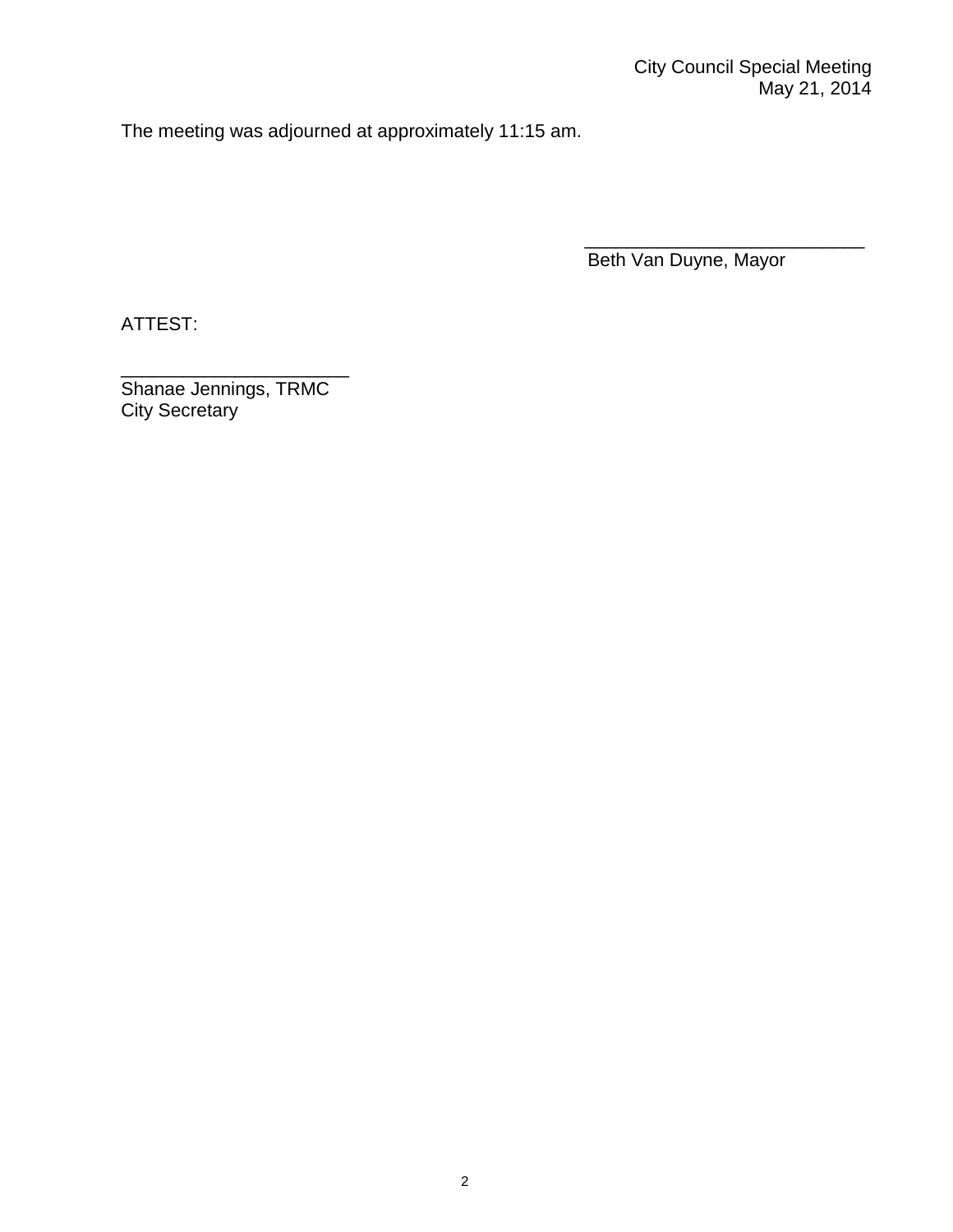The meeting was adjourned at approximately 11:15 am.

\_\_\_\_\_\_\_\_\_\_\_\_\_\_\_\_\_\_\_\_\_\_\_\_\_\_\_\_
Beth Van Duyne, Mayor

ATTEST:

\_\_\_\_\_\_\_\_\_\_\_\_\_\_\_\_\_\_\_\_\_\_\_\_
Shanae Jennings, TRMC
City Secretary